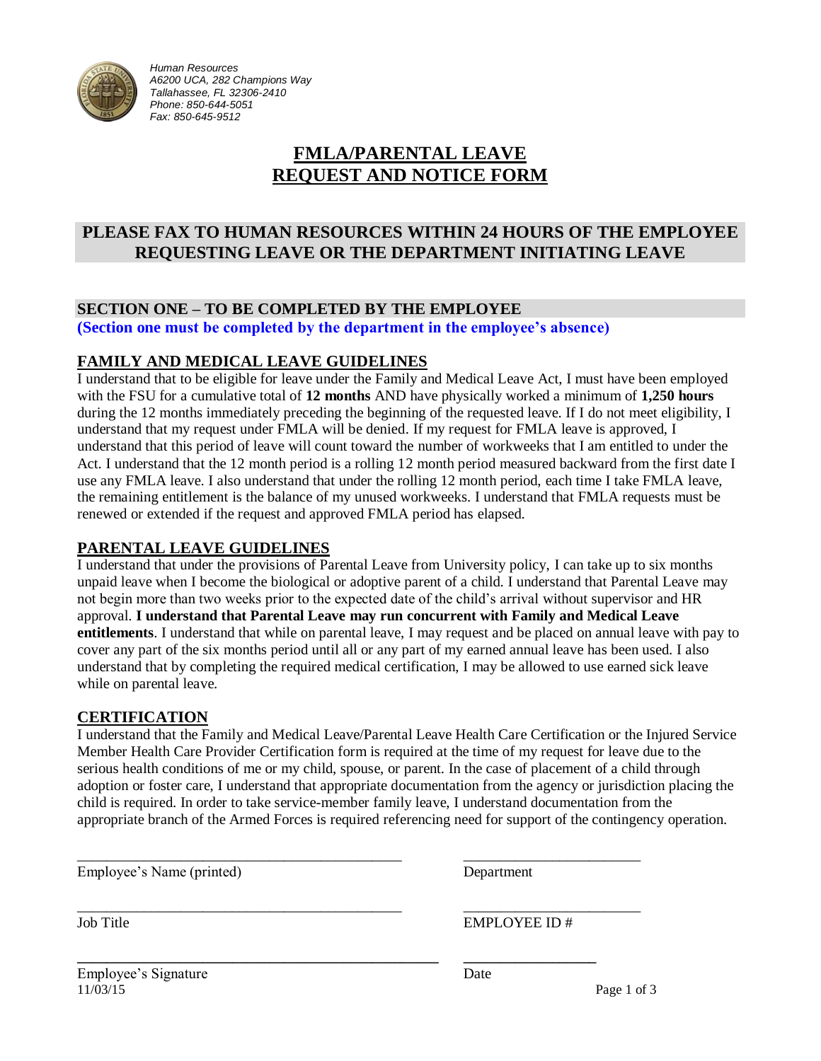*Human Resources*
*A6200 UCA, 282 Champions Way*
*Tallahassee, FL 32306-2410*
*Phone: 850-644-5051*
*Fax: 850-645-9512*

# FMLA/PARENTAL LEAVE REQUEST AND NOTICE FORM

## PLEASE FAX TO HUMAN RESOURCES WITHIN 24 HOURS OF THE EMPLOYEE REQUESTING LEAVE OR THE DEPARTMENT INITIATING LEAVE

## SECTION ONE – TO BE COMPLETED BY THE EMPLOYEE

**(Section one must be completed by the department in the employee's absence)**

### FAMILY AND MEDICAL LEAVE GUIDELINES

I understand that to be eligible for leave under the Family and Medical Leave Act, I must have been employed with the FSU for a cumulative total of **12 months** AND have physically worked a minimum of **1,250 hours** during the 12 months immediately preceding the beginning of the requested leave. If I do not meet eligibility, I understand that my request under FMLA will be denied. If my request for FMLA leave is approved, I understand that this period of leave will count toward the number of workweeks that I am entitled to under the Act. I understand that the 12 month period is a rolling 12 month period measured backward from the first date I use any FMLA leave. I also understand that under the rolling 12 month period, each time I take FMLA leave, the remaining entitlement is the balance of my unused workweeks. I understand that FMLA requests must be renewed or extended if the request and approved FMLA period has elapsed.

### PARENTAL LEAVE GUIDELINES

I understand that under the provisions of Parental Leave from University policy, I can take up to six months unpaid leave when I become the biological or adoptive parent of a child. I understand that Parental Leave may not begin more than two weeks prior to the expected date of the child's arrival without supervisor and HR approval. **I understand that Parental Leave may run concurrent with Family and Medical Leave entitlements**. I understand that while on parental leave, I may request and be placed on annual leave with pay to cover any part of the six months period until all or any part of my earned annual leave has been used. I also understand that by completing the required medical certification, I may be allowed to use earned sick leave while on parental leave.

### CERTIFICATION

I understand that the Family and Medical Leave/Parental Leave Health Care Certification or the Injured Service Member Health Care Provider Certification form is required at the time of my request for leave due to the serious health conditions of me or my child, spouse, or parent. In the case of placement of a child through adoption or foster care, I understand that appropriate documentation from the agency or jurisdiction placing the child is required. In order to take service-member family leave, I understand documentation from the appropriate branch of the Armed Forces is required referencing need for support of the contingency operation.

\_\_\_\_\_\_\_\_\_\_\_\_\_\_\_\_\_\_\_\_\_\_\_\_\_\_\_\_\_\_\_\_\_\_\_\_\_\_\_\_\_\_\_\_ \_\_\_\_\_\_\_\_\_\_\_\_\_\_\_\_\_\_\_\_\_\_\_\_\_
Employee's Name (printed) Department

\_\_\_\_\_\_\_\_\_\_\_\_\_\_\_\_\_\_\_\_\_\_\_\_\_\_\_\_\_\_\_\_\_\_\_\_\_\_\_\_\_\_\_\_ \_\_\_\_\_\_\_\_\_\_\_\_\_\_\_\_\_\_\_\_\_\_\_\_\_
Job Title EMPLOYEE ID #

\_\_\_\_\_\_\_\_\_\_\_\_\_\_\_\_\_\_\_\_\_\_\_\_\_\_\_\_\_\_\_\_\_\_\_\_\_\_\_\_\_\_\_\_ \_\_\_\_\_\_\_\_\_\_\_\_\_\_\_\_\_\_\_
Employee's Signature Date

11/03/15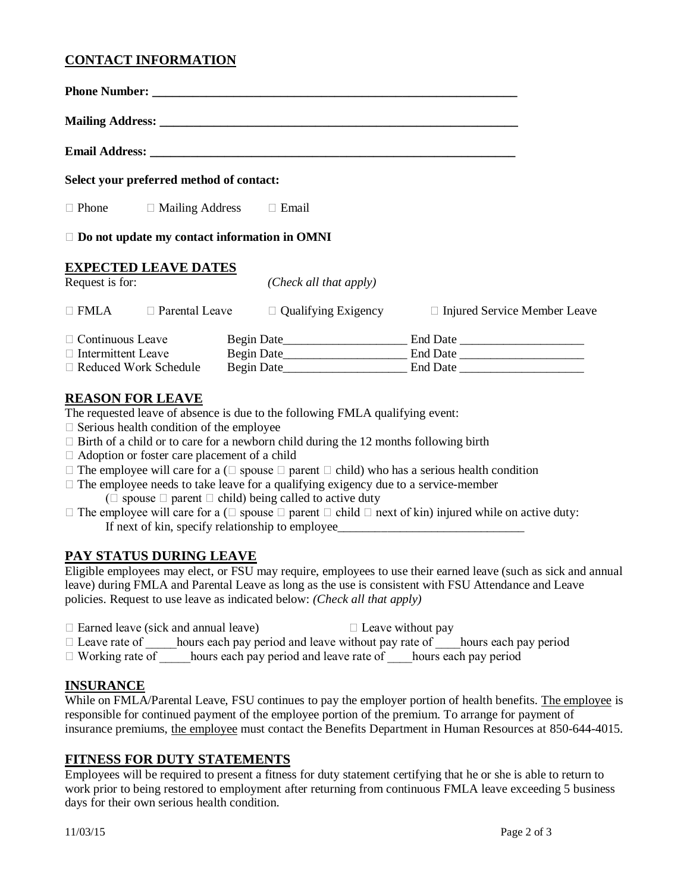## CONTACT INFORMATION

**Phone Number: ____________________________________________________________**

**Mailing Address: ____________________________________________________________**

**Email Address: ____________________________________________________________**

**Select your preferred method of contact:**

☐ Phone ☐ Mailing Address ☐ Email

☐ **Do not update my contact information in OMNI**

## EXPECTED LEAVE DATES

Request is for: *(Check all that apply)*

☐ FMLA ☐ Parental Leave ☐ Qualifying Exigency ☐ Injured Service Member Leave

☐ Continuous Leave Begin Date____________________ End Date ____________________
☐ Intermittent Leave Begin Date____________________ End Date ____________________
☐ Reduced Work Schedule Begin Date____________________ End Date ____________________

## REASON FOR LEAVE

The requested leave of absence is due to the following FMLA qualifying event:

☐ Serious health condition of the employee
☐ Birth of a child or to care for a newborn child during the 12 months following birth
☐ Adoption or foster care placement of a child
☐ The employee will care for a (☐ spouse ☐ parent ☐ child) who has a serious health condition
☐ The employee needs to take leave for a qualifying exigency due to a service-member
(☐ spouse ☐ parent ☐ child) being called to active duty
☐ The employee will care for a (☐ spouse ☐ parent ☐ child ☐ next of kin) injured while on active duty:
If next of kin, specify relationship to employee_______________________________

## PAY STATUS DURING LEAVE

Eligible employees may elect, or FSU may require, employees to use their earned leave (such as sick and annual leave) during FMLA and Parental Leave as long as the use is consistent with FSU Attendance and Leave policies. Request to use leave as indicated below: *(Check all that apply)*

☐ Earned leave (sick and annual leave) ☐ Leave without pay
☐ Leave rate of _____hours each pay period and leave without pay rate of ____hours each pay period
☐ Working rate of _____hours each pay period and leave rate of ____hours each pay period

## INSURANCE

While on FMLA/Parental Leave, FSU continues to pay the employer portion of health benefits. The employee is responsible for continued payment of the employee portion of the premium. To arrange for payment of insurance premiums, the employee must contact the Benefits Department in Human Resources at 850-644-4015.

## FITNESS FOR DUTY STATEMENTS

Employees will be required to present a fitness for duty statement certifying that he or she is able to return to work prior to being restored to employment after returning from continuous FMLA leave exceeding 5 business days for their own serious health condition.

11/03/15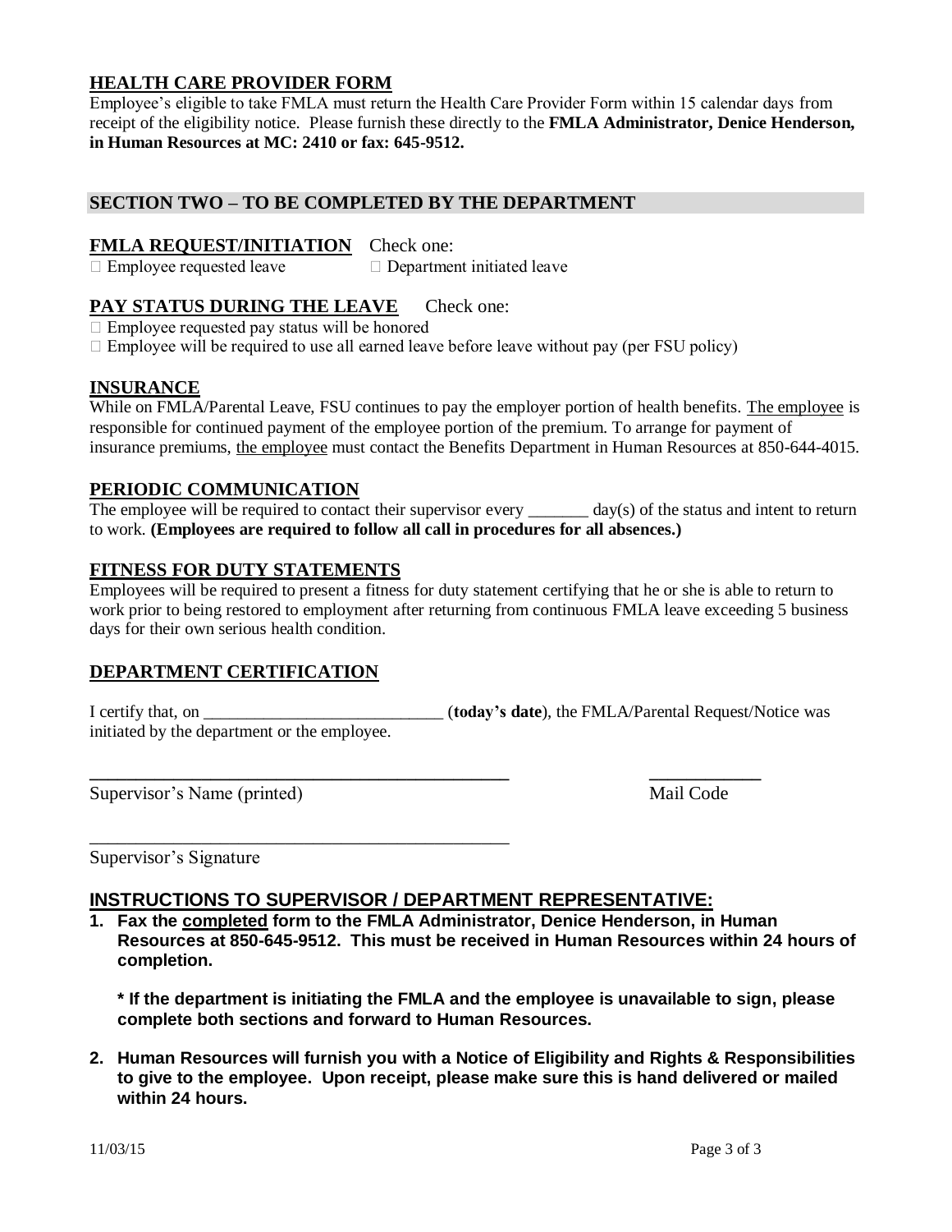## HEALTH CARE PROVIDER FORM

Employee's eligible to take FMLA must return the Health Care Provider Form within 15 calendar days from receipt of the eligibility notice. Please furnish these directly to the **FMLA Administrator, Denice Henderson, in Human Resources at MC: 2410 or fax: 645-9512.**

## SECTION TWO – TO BE COMPLETED BY THE DEPARTMENT

### FMLA REQUEST/INITIATION

Check one:

☐ Employee requested leave ☐ Department initiated leave

### PAY STATUS DURING THE LEAVE

Check one:

☐ Employee requested pay status will be honored

☐ Employee will be required to use all earned leave before leave without pay (per FSU policy)

### INSURANCE

While on FMLA/Parental Leave, FSU continues to pay the employer portion of health benefits. The employee is responsible for continued payment of the employee portion of the premium. To arrange for payment of insurance premiums, the employee must contact the Benefits Department in Human Resources at 850-644-4015.

### PERIODIC COMMUNICATION

The employee will be required to contact their supervisor every _______ day(s) of the status and intent to return to work. **(Employees are required to follow all call in procedures for all absences.)**

### FITNESS FOR DUTY STATEMENTS

Employees will be required to present a fitness for duty statement certifying that he or she is able to return to work prior to being restored to employment after returning from continuous FMLA leave exceeding 5 business days for their own serious health condition.

### DEPARTMENT CERTIFICATION

I certify that, on ____________________________ (**today's date**), the FMLA/Parental Request/Notice was initiated by the department or the employee.

_______________________________________________ ____________

Supervisor's Name (printed) Mail Code

_______________________________________________

Supervisor's Signature

### INSTRUCTIONS TO SUPERVISOR / DEPARTMENT REPRESENTATIVE:

1. **Fax the completed form to the FMLA Administrator, Denice Henderson, in Human Resources at 850-645-9512. This must be received in Human Resources within 24 hours of completion.**

   **\* If the department is initiating the FMLA and the employee is unavailable to sign, please complete both sections and forward to Human Resources.**

2. **Human Resources will furnish you with a Notice of Eligibility and Rights & Responsibilities to give to the employee. Upon receipt, please make sure this is hand delivered or mailed within 24 hours.**

11/03/15